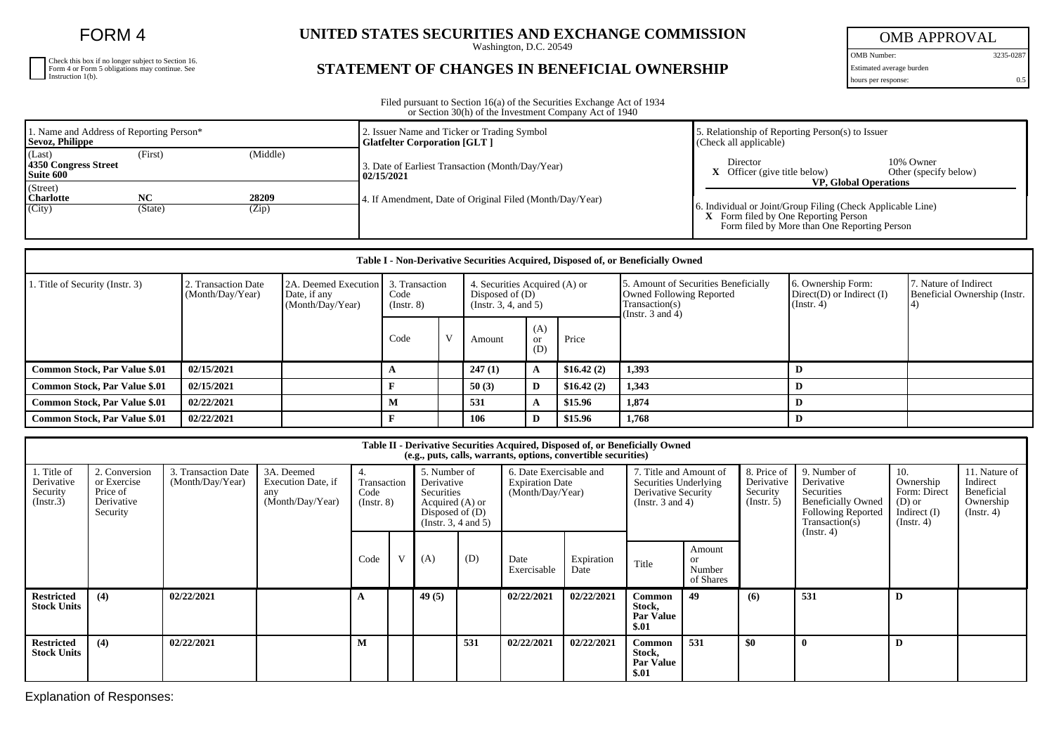# FORM 4

Check this box if no longer subject to Section 16. Form 4 or Form 5 obligations may continue. See Instruction 1(b).

## UNITED STATES SECURITIES AND EXCHANGE COMMISSION

Washington, D.C. 20549

## STATEMENT OF CHANGES IN BENEFICIAL OWNERSHIP

| OMB APPROVAL | |
|---|---|
| OMB Number: | 3235-0287 |
| Estimated average burden | |
| hours per response: | 0.5 |

Filed pursuant to Section 16(a) of the Securities Exchange Act of 1934 or Section 30(h) of the Investment Company Act of 1940

1. Name and Address of Reporting Person*
**Sevoz, Philippe**

(Last) (First) (Middle)
**4350 Congress Street**
**Suite 600**

(Street)
**Charlotte NC 28209**
(City) (State) (Zip)

2. Issuer Name and Ticker or Trading Symbol
**Glatfelter Corporation [GLT ]**

3. Date of Earliest Transaction (Month/Day/Year)
**02/15/2021**

4. If Amendment, Date of Original Filed (Month/Day/Year)

5. Relationship of Reporting Person(s) to Issuer (Check all applicable)
Director
10% Owner
**X** Officer (give title below)
Other (specify below)
**VP, Global Operations**

6. Individual or Joint/Group Filing (Check Applicable Line)
**X** Form filed by One Reporting Person
Form filed by More than One Reporting Person

| Table I - Non-Derivative Securities Acquired, Disposed of, or Beneficially Owned | | | | | | | | | | |
|---|---|---|---|---|---|---|---|---|---|---|
| 1. Title of Security (Instr. 3) | 2. Transaction Date (Month/Day/Year) | 2A. Deemed Execution Date, if any (Month/Day/Year) | 3. Transaction Code (Instr. 8) | | 4. Securities Acquired (A) or Disposed of (D) (Instr. 3, 4, and 5) | | | 5. Amount of Securities Beneficially Owned Following Reported Transaction(s) (Instr. 3 and 4) | 6. Ownership Form: Direct(D) or Indirect (I) (Instr. 4) | 7. Nature of Indirect Beneficial Ownership (Instr. 4) |
| | | | Code | V | Amount | (A) or (D) | Price | | | |
| **Common Stock, Par Value $.01** | **02/15/2021** | | **A** | | **247 (1)** | **A** | **$16.42 (2)** | **1,393** | **D** | |
| **Common Stock, Par Value $.01** | **02/15/2021** | | **F** | | **50 (3)** | **D** | **$16.42 (2)** | **1,343** | **D** | |
| **Common Stock, Par Value $.01** | **02/22/2021** | | **M** | | **531** | **A** | **$15.96** | **1,874** | **D** | |
| **Common Stock, Par Value $.01** | **02/22/2021** | | **F** | | **106** | **D** | **$15.96** | **1,768** | **D** | |

| Table II - Derivative Securities Acquired, Disposed of, or Beneficially Owned (e.g., puts, calls, warrants, options, convertible securities) | | | | | | | | | | | | | | |
|---|---|---|---|---|---|---|---|---|---|---|---|---|---|---|
| 1. Title of Derivative Security (Instr.3) | 2. Conversion or Exercise Price of Derivative Security | 3. Transaction Date (Month/Day/Year) | 3A. Deemed Execution Date, if any (Month/Day/Year) | 4. Transaction Code (Instr. 8) | | 5. Number of Derivative Securities Acquired (A) or Disposed of (D) (Instr. 3, 4 and 5) | | 6. Date Exercisable and Expiration Date (Month/Day/Year) | | 7. Title and Amount of Securities Underlying Derivative Security (Instr. 3 and 4) | | 8. Price of Derivative Security (Instr. 5) | 9. Number of Derivative Securities Beneficially Owned Following Reported Transaction(s) (Instr. 4) | 10. Ownership Form: Direct (D) or Indirect (I) (Instr. 4) | 11. Nature of Indirect Beneficial Ownership (Instr. 4) |
| | | | | Code | V | (A) | (D) | Date Exercisable | Expiration Date | Title | Amount or Number of Shares | | | | |
| **Restricted Stock Units** | **(4)** | **02/22/2021** | | **A** | | **49 (5)** | | **02/22/2021** | **02/22/2021** | **Common Stock, Par Value $.01** | **49** | **(6)** | **531** | **D** | |
| **Restricted Stock Units** | **(4)** | **02/22/2021** | | **M** | | | **531** | **02/22/2021** | **02/22/2021** | **Common Stock, Par Value $.01** | **531** | **$0** | **0** | **D** | |

Explanation of Responses: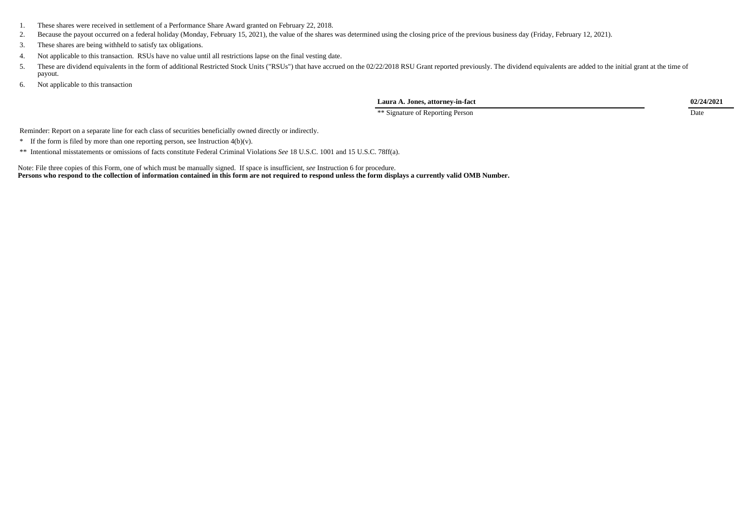1. These shares were received in settlement of a Performance Share Award granted on February 22, 2018.
2. Because the payout occurred on a federal holiday (Monday, February 15, 2021), the value of the shares was determined using the closing price of the previous business day (Friday, February 12, 2021).
3. These shares are being withheld to satisfy tax obligations.
4. Not applicable to this transaction. RSUs have no value until all restrictions lapse on the final vesting date.
5. These are dividend equivalents in the form of additional Restricted Stock Units ("RSUs") that have accrued on the 02/22/2018 RSU Grant reported previously. The dividend equivalents are added to the initial grant at the time of payout.
6. Not applicable to this transaction

| | |
|---|---|
| **Laura A. Jones, attorney-in-fact** | **02/24/2021** |
| ** Signature of Reporting Person | Date |

Reminder: Report on a separate line for each class of securities beneficially owned directly or indirectly.

\* If the form is filed by more than one reporting person, see Instruction 4(b)(v).

** Intentional misstatements or omissions of facts constitute Federal Criminal Violations *See* 18 U.S.C. 1001 and 15 U.S.C. 78ff(a).

Note: File three copies of this Form, one of which must be manually signed. If space is insufficient, *see* Instruction 6 for procedure.

**Persons who respond to the collection of information contained in this form are not required to respond unless the form displays a currently valid OMB Number.**